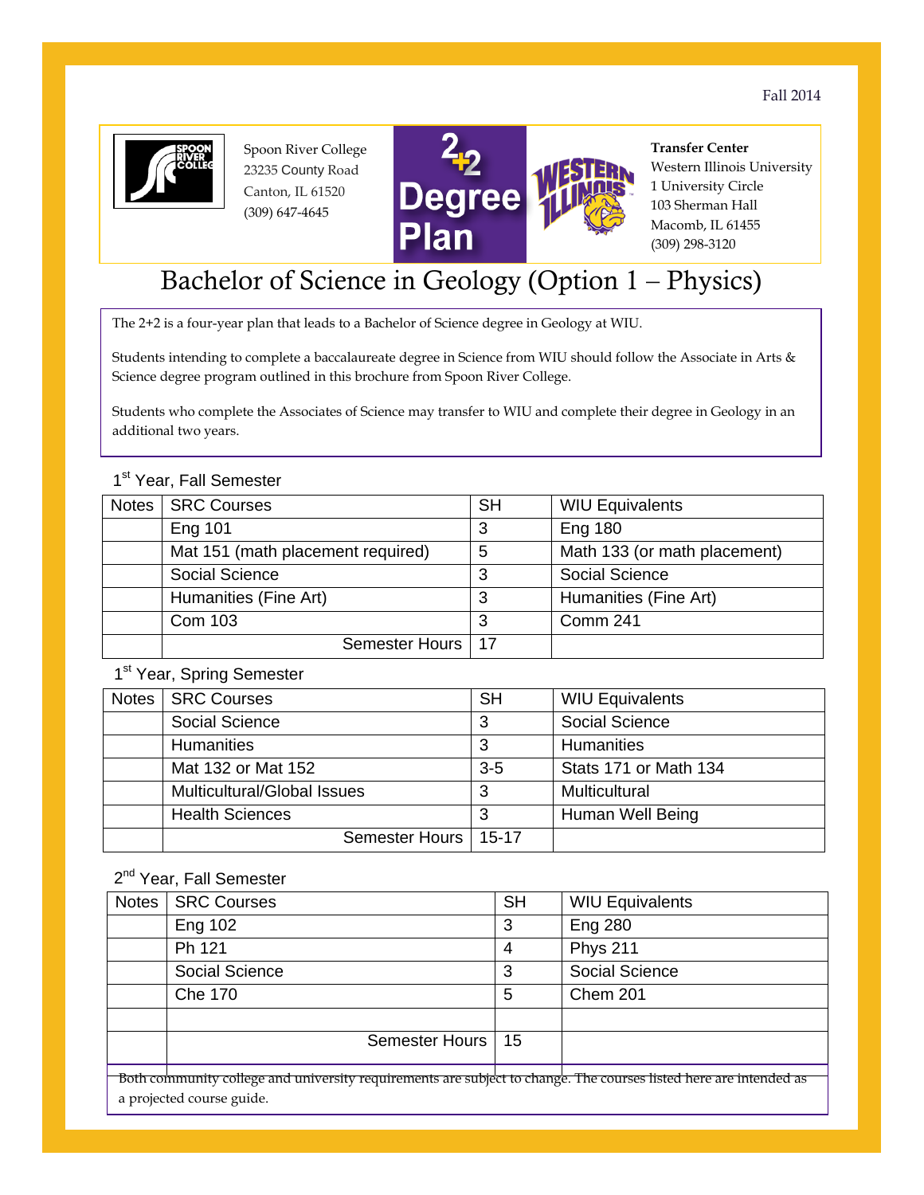Fall 2014

Spoon River College
23235 County Road
Canton, IL 61520
(309) 647-4645

2+2 Degree Plan

**Transfer Center**
Western Illinois University
1 University Circle
103 Sherman Hall
Macomb, IL 61455
(309) 298-3120

# Bachelor of Science in Geology (Option 1 – Physics)

The 2+2 is a four-year plan that leads to a Bachelor of Science degree in Geology at WIU.

Students intending to complete a baccalaureate degree in Science from WIU should follow the Associate in Arts & Science degree program outlined in this brochure from Spoon River College.

Students who complete the Associates of Science may transfer to WIU and complete their degree in Geology in an additional two years.

1st Year, Fall Semester

| Notes | SRC Courses | SH | WIU Equivalents |
|---|---|---|---|
| | Eng 101 | 3 | Eng 180 |
| | Mat 151 (math placement required) | 5 | Math 133 (or math placement) |
| | Social Science | 3 | Social Science |
| | Humanities (Fine Art) | 3 | Humanities (Fine Art) |
| | Com 103 | 3 | Comm 241 |
| | Semester Hours | 17 | |

1st Year, Spring Semester

| Notes | SRC Courses | SH | WIU Equivalents |
|---|---|---|---|
| | Social Science | 3 | Social Science |
| | Humanities | 3 | Humanities |
| | Mat 132 or Mat 152 | 3-5 | Stats 171 or Math 134 |
| | Multicultural/Global Issues | 3 | Multicultural |
| | Health Sciences | 3 | Human Well Being |
| | Semester Hours | 15-17 | |

2nd Year, Fall Semester

| Notes | SRC Courses | SH | WIU Equivalents |
|---|---|---|---|
| | Eng 102 | 3 | Eng 280 |
| | Ph 121 | 4 | Phys 211 |
| | Social Science | 3 | Social Science |
| | Che 170 | 5 | Chem 201 |
| | | | |
| | Semester Hours | 15 | |

Both community college and university requirements are subject to change. The courses listed here are intended as a projected course guide.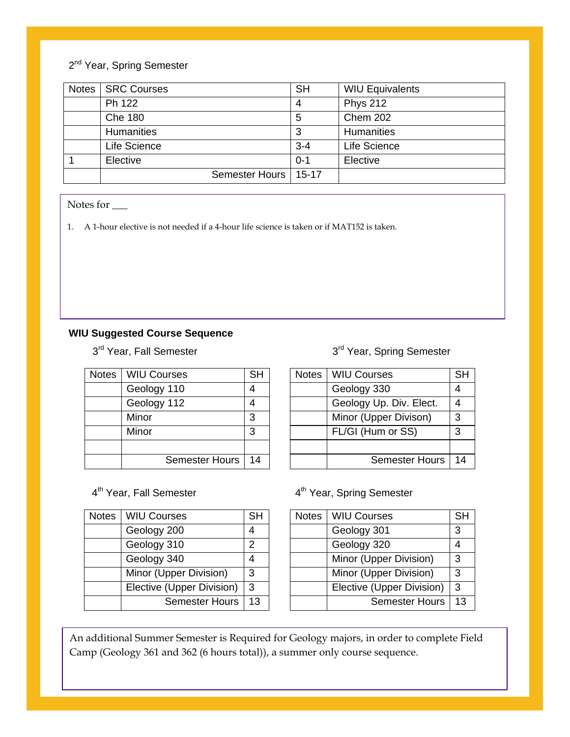2nd Year, Spring Semester

| Notes | SRC Courses | SH | WIU Equivalents |
|---|---|---|---|
| | Ph 122 | 4 | Phys 212 |
| | Che 180 | 5 | Chem 202 |
| | Humanities | 3 | Humanities |
| | Life Science | 3-4 | Life Science |
| 1 | Elective | 0-1 | Elective |
| | Semester Hours | 15-17 | |

Notes for ___

1. A 1-hour elective is not needed if a 4-hour life science is taken or if MAT152 is taken.

**WIU Suggested Course Sequence**

3rd Year, Fall Semester

| Notes | WIU Courses | SH |
|---|---|---|
| | Geology 110 | 4 |
| | Geology 112 | 4 |
| | Minor | 3 |
| | Minor | 3 |
| | | |
| | Semester Hours | 14 |

3rd Year, Spring Semester

| Notes | WIU Courses | SH |
|---|---|---|
| | Geology 330 | 4 |
| | Geology Up. Div. Elect. | 4 |
| | Minor (Upper Divison) | 3 |
| | FL/GI (Hum or SS) | 3 |
| | | |
| | Semester Hours | 14 |

4th Year, Fall Semester

| Notes | WIU Courses | SH |
|---|---|---|
| | Geology 200 | 4 |
| | Geology 310 | 2 |
| | Geology 340 | 4 |
| | Minor (Upper Division) | 3 |
| | Elective (Upper Division) | 3 |
| | Semester Hours | 13 |

4th Year, Spring Semester

| Notes | WIU Courses | SH |
|---|---|---|
| | Geology 301 | 3 |
| | Geology 320 | 4 |
| | Minor (Upper Division) | 3 |
| | Minor (Upper Division) | 3 |
| | Elective (Upper Division) | 3 |
| | Semester Hours | 13 |

An additional Summer Semester is Required for Geology majors, in order to complete Field Camp (Geology 361 and 362 (6 hours total)), a summer only course sequence.